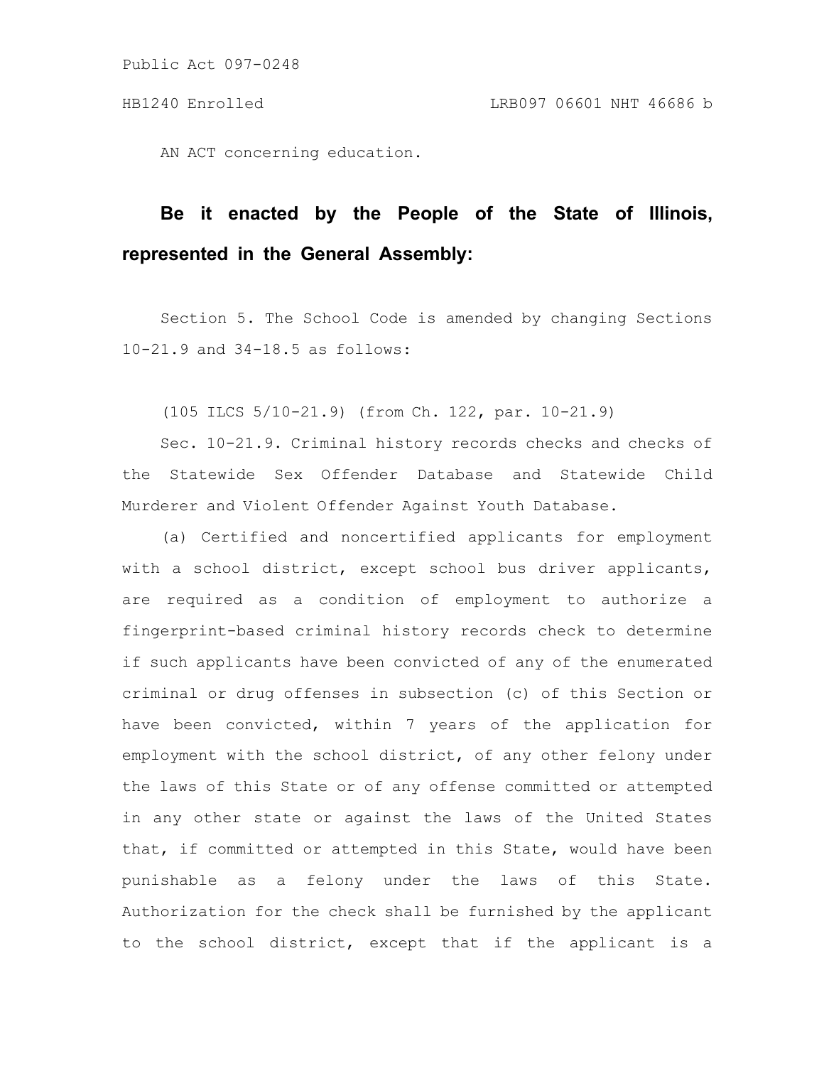Public Act 097-0248

HB1240 Enrolled LRB097 06601 NHT 46686 b

AN ACT concerning education.

**Be it enacted by the People of the State of Illinois, represented in the General Assembly:**

Section 5. The School Code is amended by changing Sections 10-21.9 and 34-18.5 as follows:

(105 ILCS 5/10-21.9) (from Ch. 122, par. 10-21.9)

Sec. 10-21.9. Criminal history records checks and checks of the Statewide Sex Offender Database and Statewide Child Murderer and Violent Offender Against Youth Database.

(a) Certified and noncertified applicants for employment with a school district, except school bus driver applicants, are required as a condition of employment to authorize a fingerprint-based criminal history records check to determine if such applicants have been convicted of any of the enumerated criminal or drug offenses in subsection (c) of this Section or have been convicted, within 7 years of the application for employment with the school district, of any other felony under the laws of this State or of any offense committed or attempted in any other state or against the laws of the United States that, if committed or attempted in this State, would have been punishable as a felony under the laws of this State. Authorization for the check shall be furnished by the applicant to the school district, except that if the applicant is a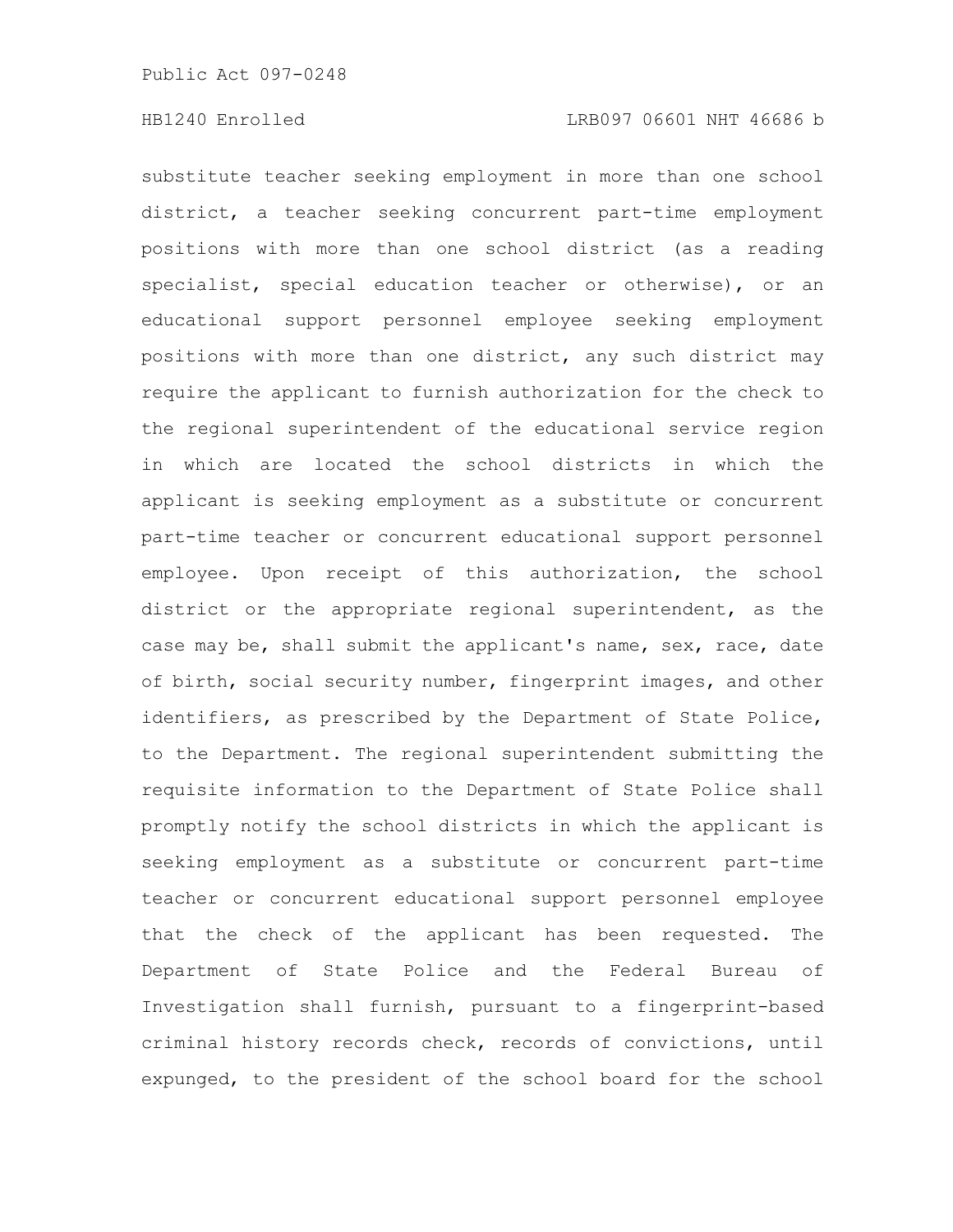substitute teacher seeking employment in more than one school district, a teacher seeking concurrent part-time employment positions with more than one school district (as a reading specialist, special education teacher or otherwise), or an educational support personnel employee seeking employment positions with more than one district, any such district may require the applicant to furnish authorization for the check to the regional superintendent of the educational service region in which are located the school districts in which the applicant is seeking employment as a substitute or concurrent part-time teacher or concurrent educational support personnel employee. Upon receipt of this authorization, the school district or the appropriate regional superintendent, as the case may be, shall submit the applicant's name, sex, race, date of birth, social security number, fingerprint images, and other identifiers, as prescribed by the Department of State Police, to the Department. The regional superintendent submitting the requisite information to the Department of State Police shall promptly notify the school districts in which the applicant is seeking employment as a substitute or concurrent part-time teacher or concurrent educational support personnel employee that the check of the applicant has been requested. The Department of State Police and the Federal Bureau of Investigation shall furnish, pursuant to a fingerprint-based criminal history records check, records of convictions, until expunged, to the president of the school board for the school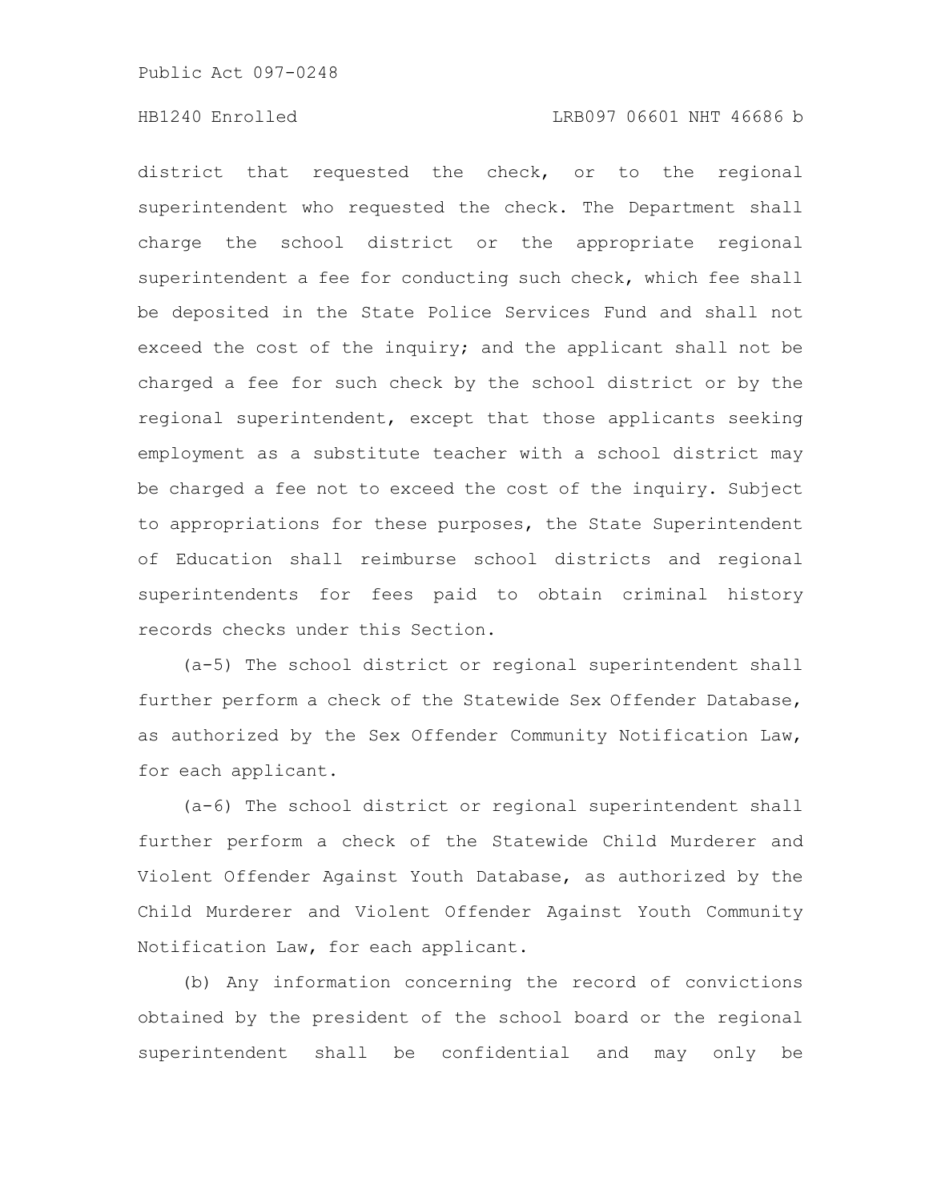district that requested the check, or to the regional superintendent who requested the check. The Department shall charge the school district or the appropriate regional superintendent a fee for conducting such check, which fee shall be deposited in the State Police Services Fund and shall not exceed the cost of the inquiry; and the applicant shall not be charged a fee for such check by the school district or by the regional superintendent, except that those applicants seeking employment as a substitute teacher with a school district may be charged a fee not to exceed the cost of the inquiry. Subject to appropriations for these purposes, the State Superintendent of Education shall reimburse school districts and regional superintendents for fees paid to obtain criminal history records checks under this Section.

(a-5) The school district or regional superintendent shall further perform a check of the Statewide Sex Offender Database, as authorized by the Sex Offender Community Notification Law, for each applicant.

(a-6) The school district or regional superintendent shall further perform a check of the Statewide Child Murderer and Violent Offender Against Youth Database, as authorized by the Child Murderer and Violent Offender Against Youth Community Notification Law, for each applicant.

(b) Any information concerning the record of convictions obtained by the president of the school board or the regional superintendent shall be confidential and may only be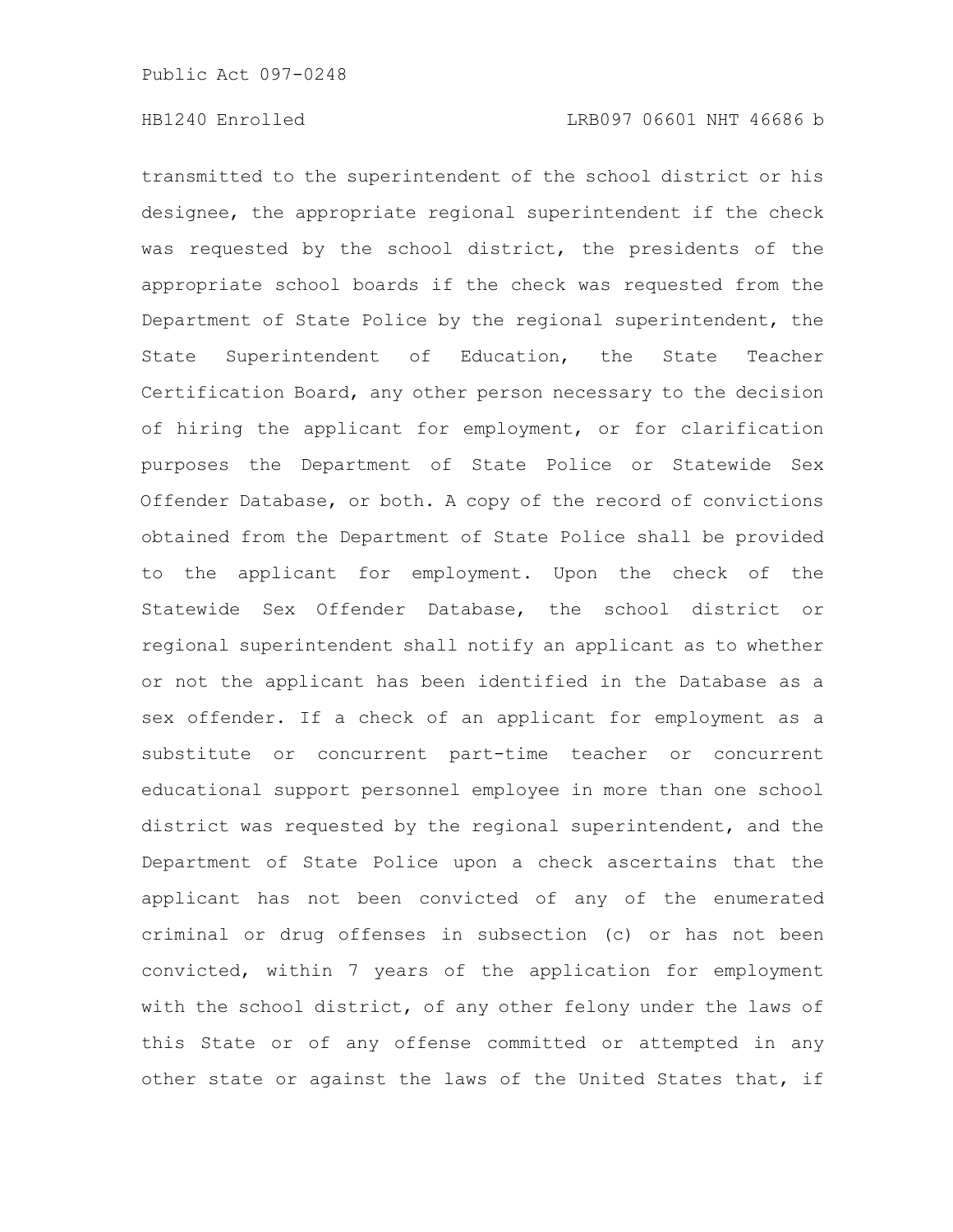transmitted to the superintendent of the school district or his designee, the appropriate regional superintendent if the check was requested by the school district, the presidents of the appropriate school boards if the check was requested from the Department of State Police by the regional superintendent, the State Superintendent of Education, the State Teacher Certification Board, any other person necessary to the decision of hiring the applicant for employment, or for clarification purposes the Department of State Police or Statewide Sex Offender Database, or both. A copy of the record of convictions obtained from the Department of State Police shall be provided to the applicant for employment. Upon the check of the Statewide Sex Offender Database, the school district or regional superintendent shall notify an applicant as to whether or not the applicant has been identified in the Database as a sex offender. If a check of an applicant for employment as a substitute or concurrent part-time teacher or concurrent educational support personnel employee in more than one school district was requested by the regional superintendent, and the Department of State Police upon a check ascertains that the applicant has not been convicted of any of the enumerated criminal or drug offenses in subsection (c) or has not been convicted, within 7 years of the application for employment with the school district, of any other felony under the laws of this State or of any offense committed or attempted in any other state or against the laws of the United States that, if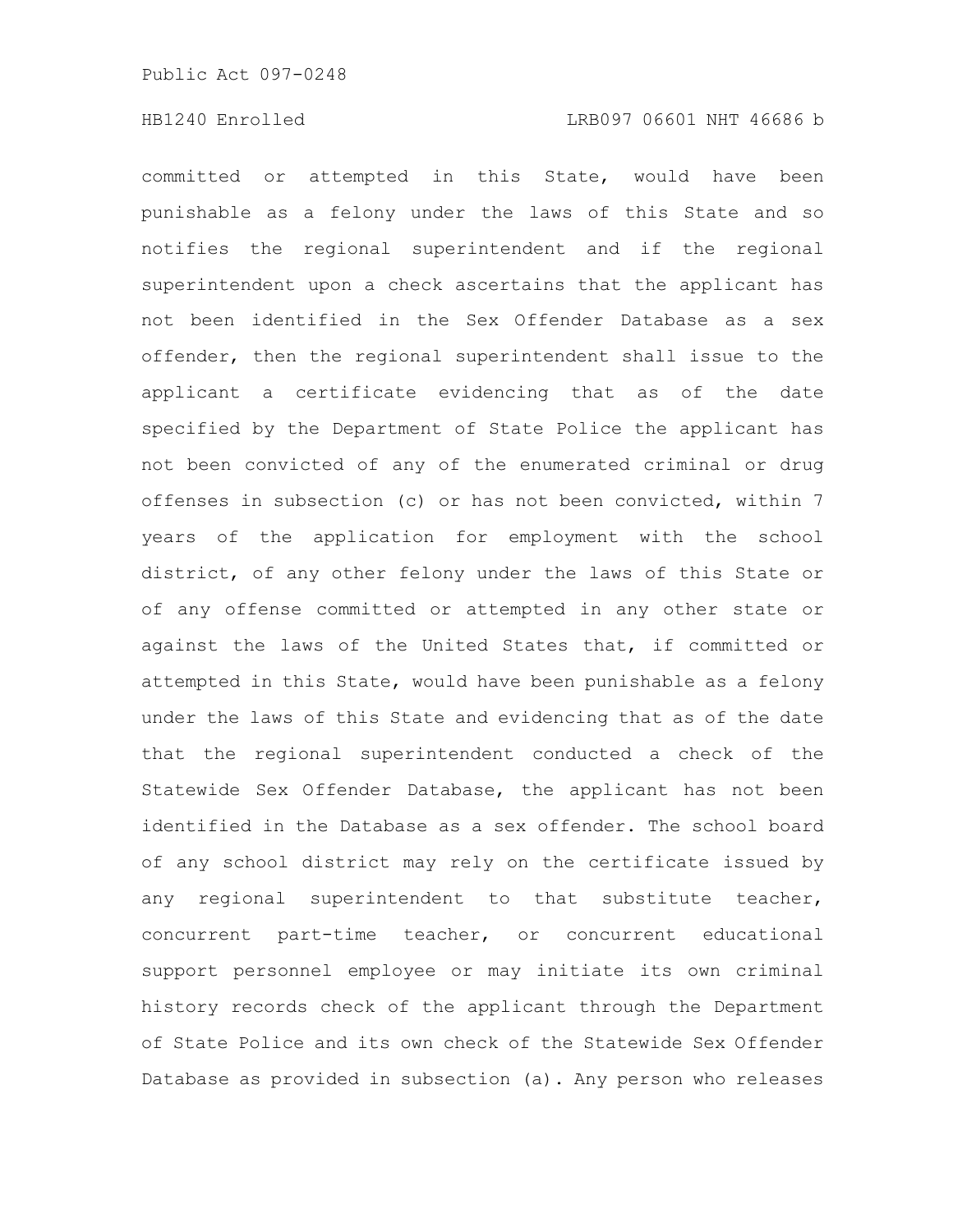committed or attempted in this State, would have been punishable as a felony under the laws of this State and so notifies the regional superintendent and if the regional superintendent upon a check ascertains that the applicant has not been identified in the Sex Offender Database as a sex offender, then the regional superintendent shall issue to the applicant a certificate evidencing that as of the date specified by the Department of State Police the applicant has not been convicted of any of the enumerated criminal or drug offenses in subsection (c) or has not been convicted, within 7 years of the application for employment with the school district, of any other felony under the laws of this State or of any offense committed or attempted in any other state or against the laws of the United States that, if committed or attempted in this State, would have been punishable as a felony under the laws of this State and evidencing that as of the date that the regional superintendent conducted a check of the Statewide Sex Offender Database, the applicant has not been identified in the Database as a sex offender. The school board of any school district may rely on the certificate issued by any regional superintendent to that substitute teacher, concurrent part-time teacher, or concurrent educational support personnel employee or may initiate its own criminal history records check of the applicant through the Department of State Police and its own check of the Statewide Sex Offender Database as provided in subsection (a). Any person who releases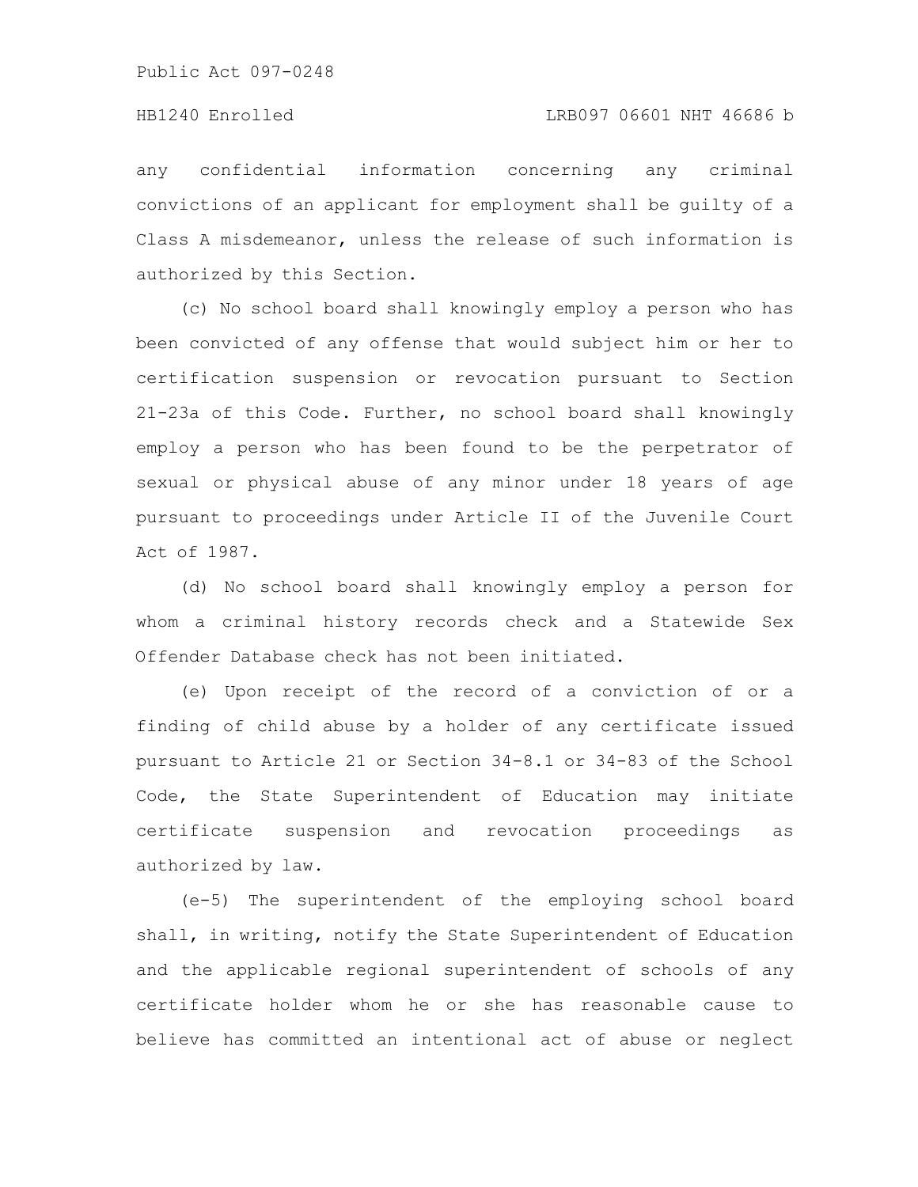any confidential information concerning any criminal convictions of an applicant for employment shall be guilty of a Class A misdemeanor, unless the release of such information is authorized by this Section.

(c) No school board shall knowingly employ a person who has been convicted of any offense that would subject him or her to certification suspension or revocation pursuant to Section 21-23a of this Code. Further, no school board shall knowingly employ a person who has been found to be the perpetrator of sexual or physical abuse of any minor under 18 years of age pursuant to proceedings under Article II of the Juvenile Court Act of 1987.

(d) No school board shall knowingly employ a person for whom a criminal history records check and a Statewide Sex Offender Database check has not been initiated.

(e) Upon receipt of the record of a conviction of or a finding of child abuse by a holder of any certificate issued pursuant to Article 21 or Section 34-8.1 or 34-83 of the School Code, the State Superintendent of Education may initiate certificate suspension and revocation proceedings as authorized by law.

(e-5) The superintendent of the employing school board shall, in writing, notify the State Superintendent of Education and the applicable regional superintendent of schools of any certificate holder whom he or she has reasonable cause to believe has committed an intentional act of abuse or neglect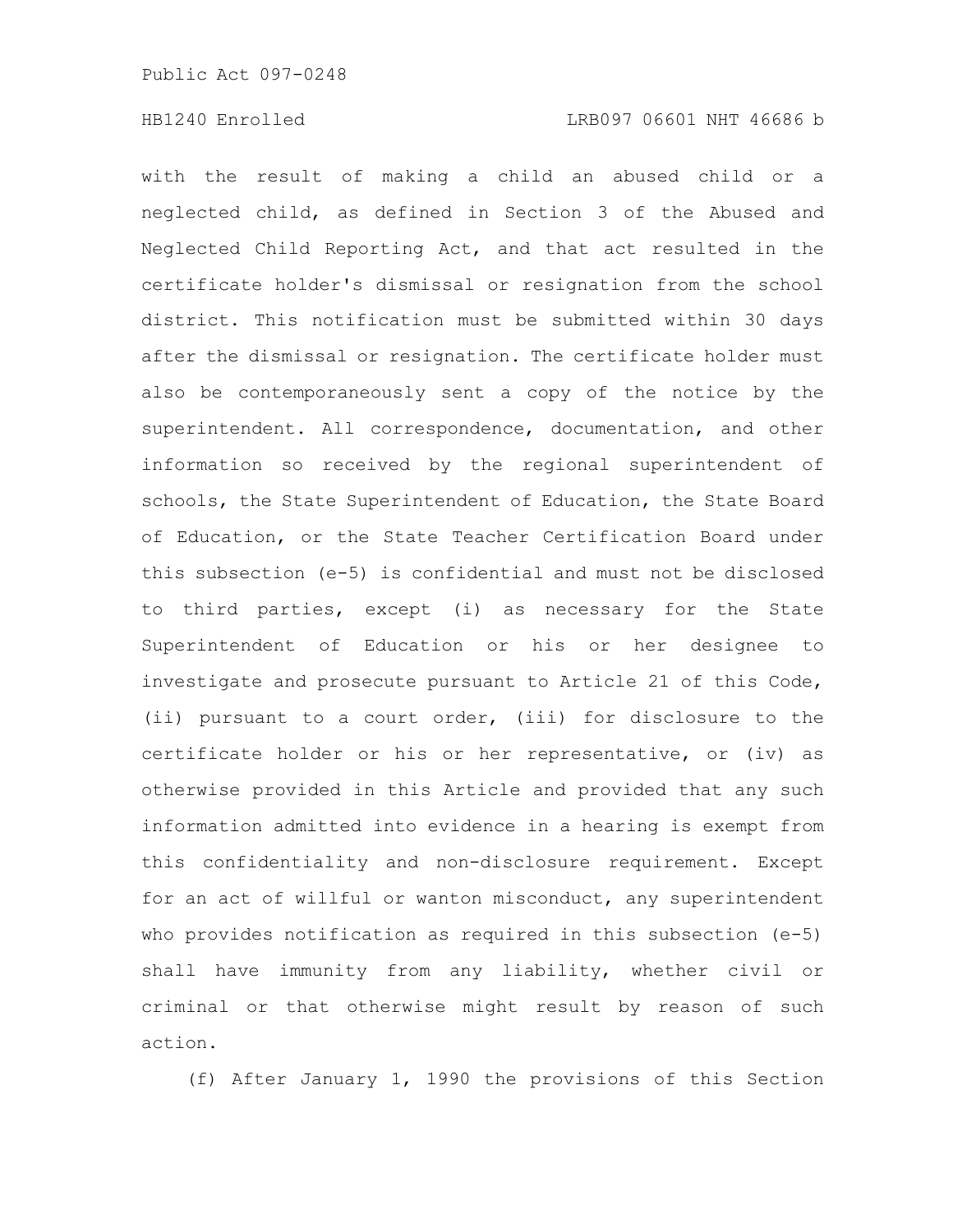with the result of making a child an abused child or a neglected child, as defined in Section 3 of the Abused and Neglected Child Reporting Act, and that act resulted in the certificate holder's dismissal or resignation from the school district. This notification must be submitted within 30 days after the dismissal or resignation. The certificate holder must also be contemporaneously sent a copy of the notice by the superintendent. All correspondence, documentation, and other information so received by the regional superintendent of schools, the State Superintendent of Education, the State Board of Education, or the State Teacher Certification Board under this subsection (e-5) is confidential and must not be disclosed to third parties, except (i) as necessary for the State Superintendent of Education or his or her designee to investigate and prosecute pursuant to Article 21 of this Code, (ii) pursuant to a court order, (iii) for disclosure to the certificate holder or his or her representative, or (iv) as otherwise provided in this Article and provided that any such information admitted into evidence in a hearing is exempt from this confidentiality and non-disclosure requirement. Except for an act of willful or wanton misconduct, any superintendent who provides notification as required in this subsection (e-5) shall have immunity from any liability, whether civil or criminal or that otherwise might result by reason of such action.

(f) After January 1, 1990 the provisions of this Section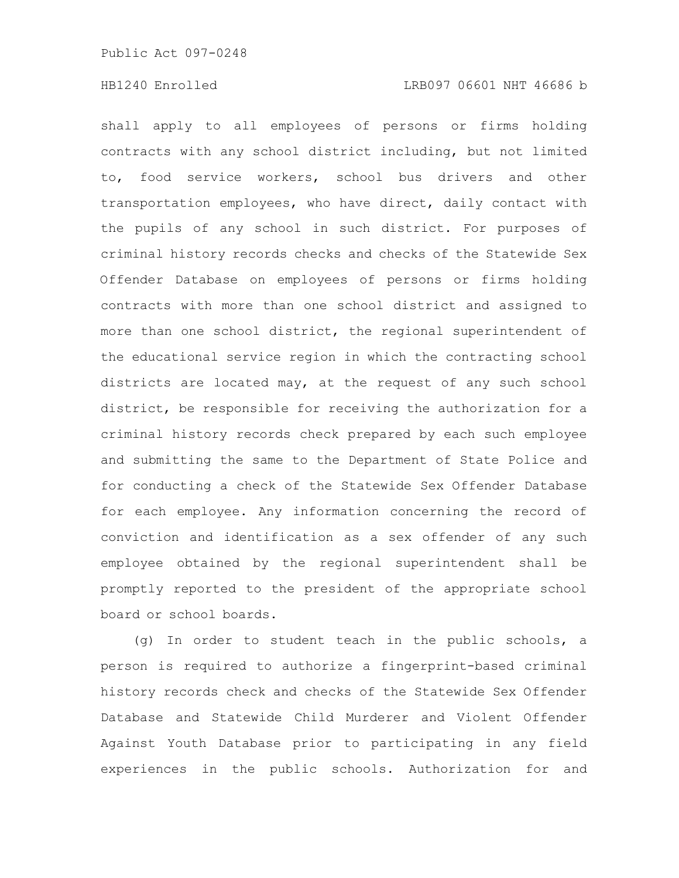shall apply to all employees of persons or firms holding contracts with any school district including, but not limited to, food service workers, school bus drivers and other transportation employees, who have direct, daily contact with the pupils of any school in such district. For purposes of criminal history records checks and checks of the Statewide Sex Offender Database on employees of persons or firms holding contracts with more than one school district and assigned to more than one school district, the regional superintendent of the educational service region in which the contracting school districts are located may, at the request of any such school district, be responsible for receiving the authorization for a criminal history records check prepared by each such employee and submitting the same to the Department of State Police and for conducting a check of the Statewide Sex Offender Database for each employee. Any information concerning the record of conviction and identification as a sex offender of any such employee obtained by the regional superintendent shall be promptly reported to the president of the appropriate school board or school boards.

(g) In order to student teach in the public schools, a person is required to authorize a fingerprint-based criminal history records check and checks of the Statewide Sex Offender Database and Statewide Child Murderer and Violent Offender Against Youth Database prior to participating in any field experiences in the public schools. Authorization for and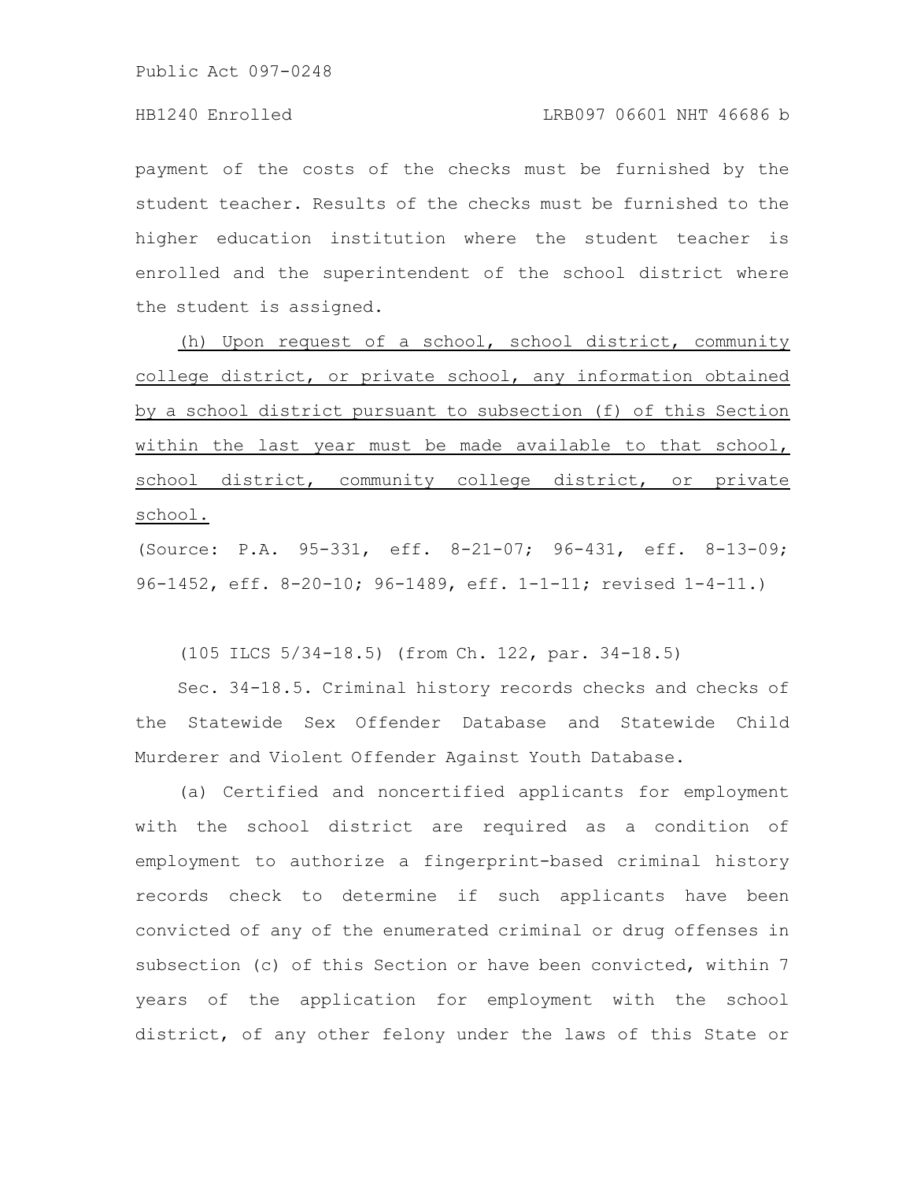payment of the costs of the checks must be furnished by the student teacher. Results of the checks must be furnished to the higher education institution where the student teacher is enrolled and the superintendent of the school district where the student is assigned.

<u>(h) Upon request of a school, school district, community college district, or private school, any information obtained by a school district pursuant to subsection (f) of this Section within the last year must be made available to that school, school district, community college district, or private school.</u>

(Source: P.A. 95-331, eff. 8-21-07; 96-431, eff. 8-13-09; 96-1452, eff. 8-20-10; 96-1489, eff. 1-1-11; revised 1-4-11.)

(105 ILCS 5/34-18.5) (from Ch. 122, par. 34-18.5)

Sec. 34-18.5. Criminal history records checks and checks of the Statewide Sex Offender Database and Statewide Child Murderer and Violent Offender Against Youth Database.

(a) Certified and noncertified applicants for employment with the school district are required as a condition of employment to authorize a fingerprint-based criminal history records check to determine if such applicants have been convicted of any of the enumerated criminal or drug offenses in subsection (c) of this Section or have been convicted, within 7 years of the application for employment with the school district, of any other felony under the laws of this State or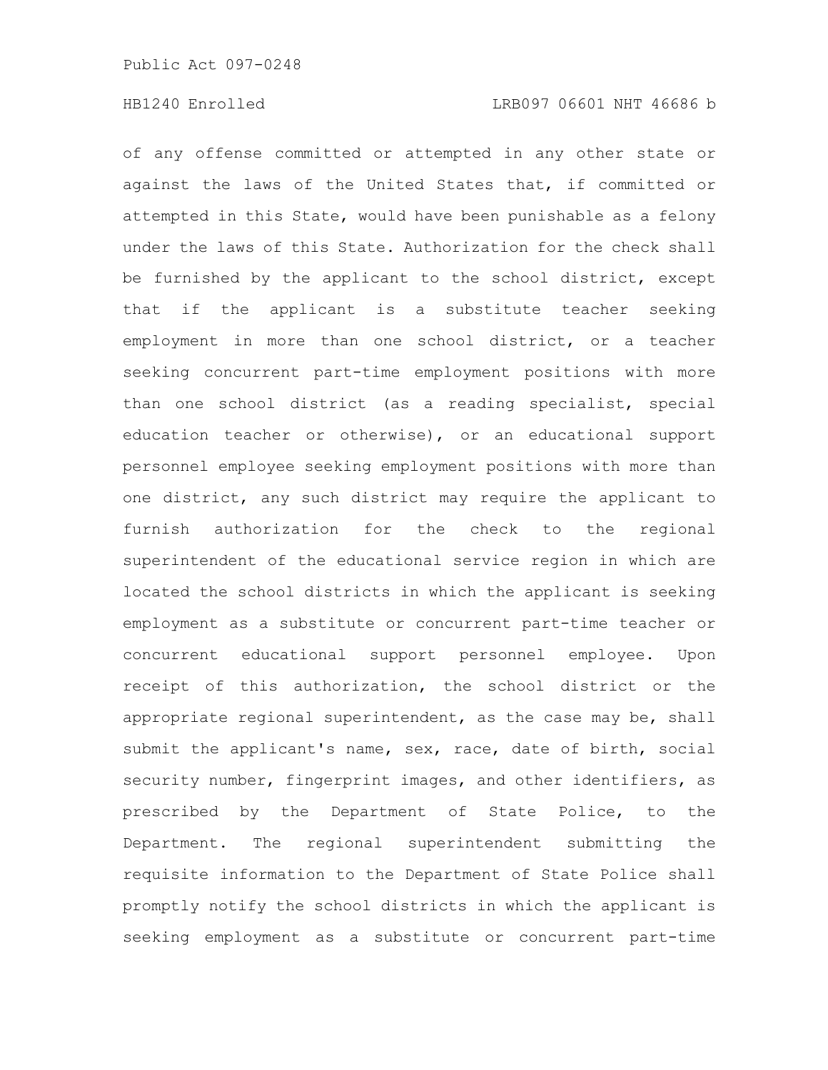of any offense committed or attempted in any other state or against the laws of the United States that, if committed or attempted in this State, would have been punishable as a felony under the laws of this State. Authorization for the check shall be furnished by the applicant to the school district, except that if the applicant is a substitute teacher seeking employment in more than one school district, or a teacher seeking concurrent part-time employment positions with more than one school district (as a reading specialist, special education teacher or otherwise), or an educational support personnel employee seeking employment positions with more than one district, any such district may require the applicant to furnish authorization for the check to the regional superintendent of the educational service region in which are located the school districts in which the applicant is seeking employment as a substitute or concurrent part-time teacher or concurrent educational support personnel employee. Upon receipt of this authorization, the school district or the appropriate regional superintendent, as the case may be, shall submit the applicant's name, sex, race, date of birth, social security number, fingerprint images, and other identifiers, as prescribed by the Department of State Police, to the Department. The regional superintendent submitting the requisite information to the Department of State Police shall promptly notify the school districts in which the applicant is seeking employment as a substitute or concurrent part-time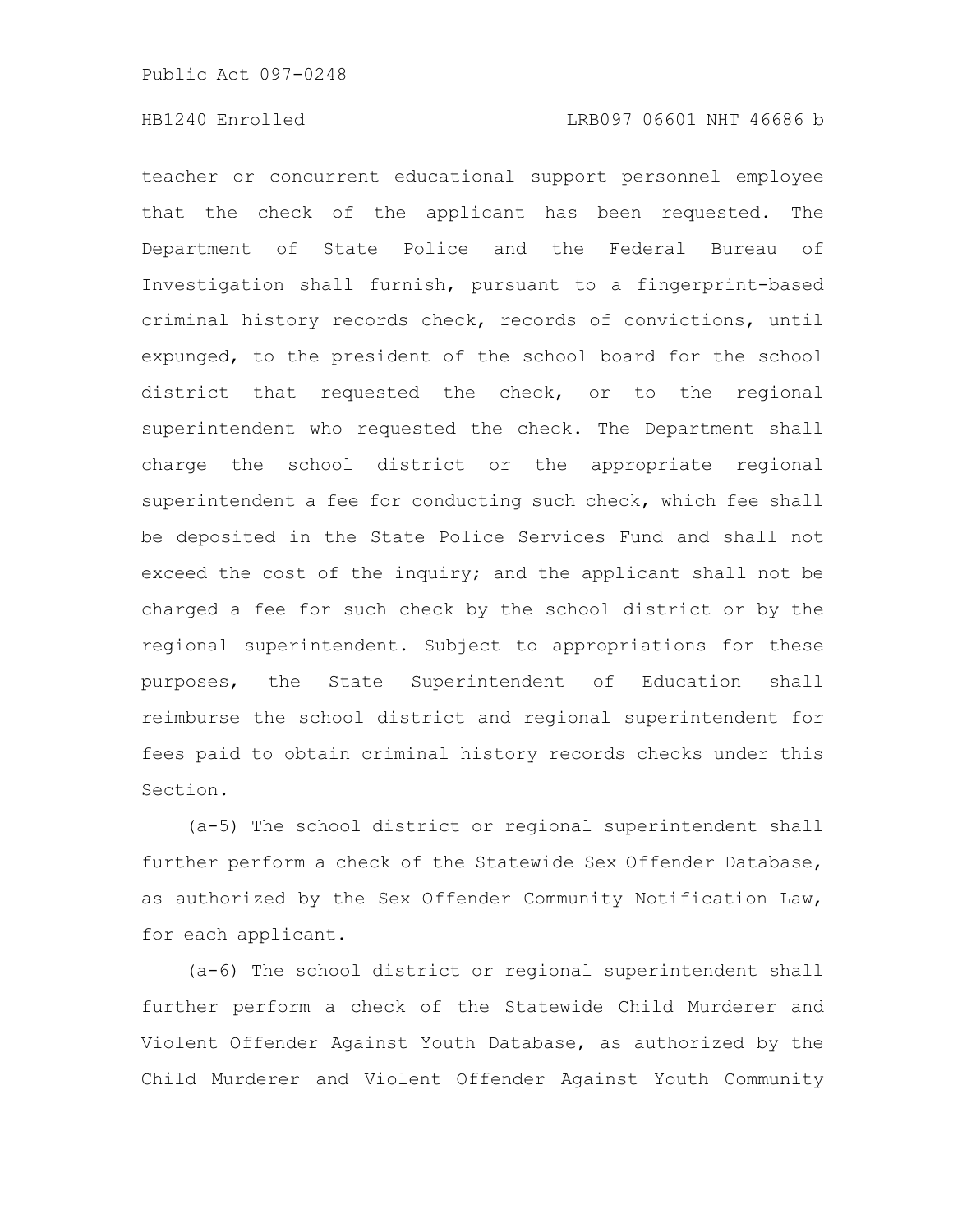teacher or concurrent educational support personnel employee that the check of the applicant has been requested. The Department of State Police and the Federal Bureau of Investigation shall furnish, pursuant to a fingerprint-based criminal history records check, records of convictions, until expunged, to the president of the school board for the school district that requested the check, or to the regional superintendent who requested the check. The Department shall charge the school district or the appropriate regional superintendent a fee for conducting such check, which fee shall be deposited in the State Police Services Fund and shall not exceed the cost of the inquiry; and the applicant shall not be charged a fee for such check by the school district or by the regional superintendent. Subject to appropriations for these purposes, the State Superintendent of Education shall reimburse the school district and regional superintendent for fees paid to obtain criminal history records checks under this Section.

(a-5) The school district or regional superintendent shall further perform a check of the Statewide Sex Offender Database, as authorized by the Sex Offender Community Notification Law, for each applicant.

(a-6) The school district or regional superintendent shall further perform a check of the Statewide Child Murderer and Violent Offender Against Youth Database, as authorized by the Child Murderer and Violent Offender Against Youth Community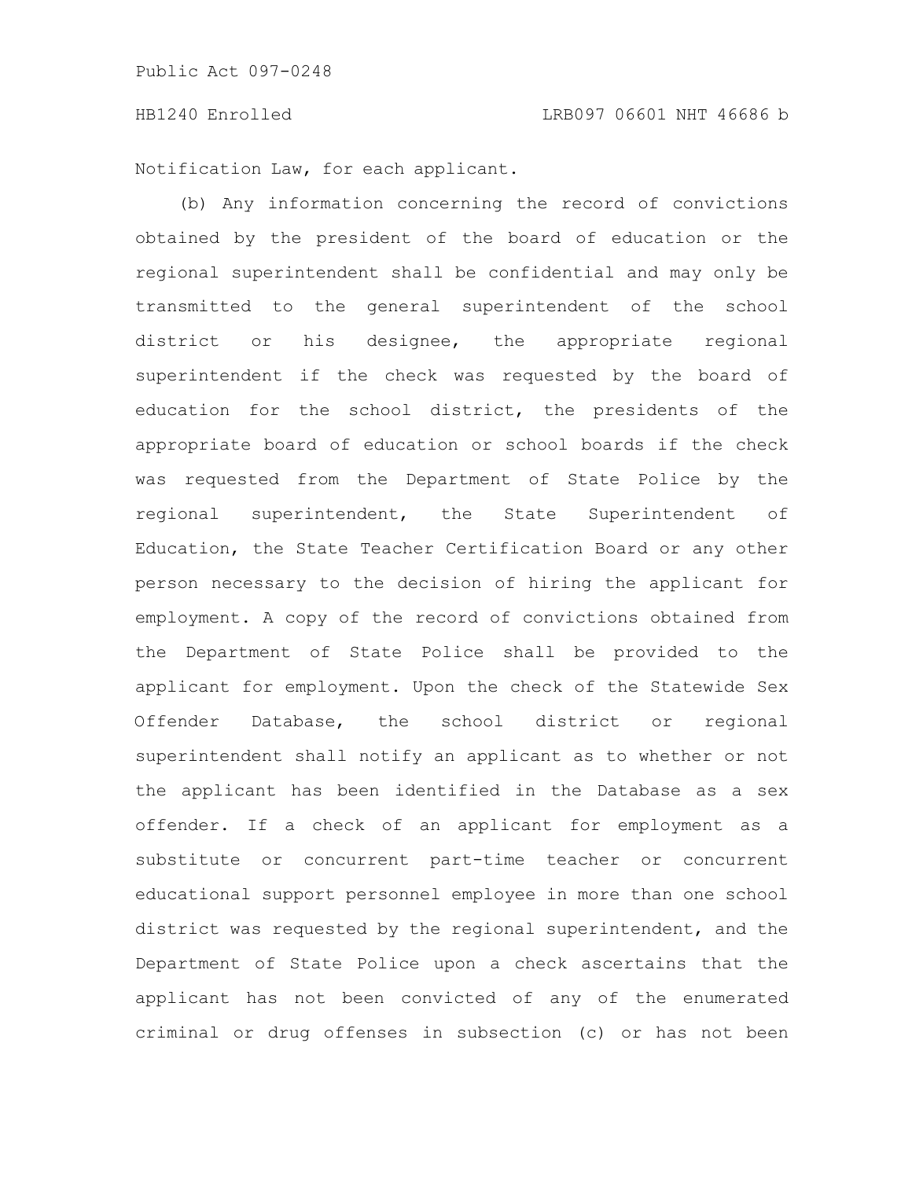Notification Law, for each applicant.

(b) Any information concerning the record of convictions obtained by the president of the board of education or the regional superintendent shall be confidential and may only be transmitted to the general superintendent of the school district or his designee, the appropriate regional superintendent if the check was requested by the board of education for the school district, the presidents of the appropriate board of education or school boards if the check was requested from the Department of State Police by the regional superintendent, the State Superintendent of Education, the State Teacher Certification Board or any other person necessary to the decision of hiring the applicant for employment. A copy of the record of convictions obtained from the Department of State Police shall be provided to the applicant for employment. Upon the check of the Statewide Sex Offender Database, the school district or regional superintendent shall notify an applicant as to whether or not the applicant has been identified in the Database as a sex offender. If a check of an applicant for employment as a substitute or concurrent part-time teacher or concurrent educational support personnel employee in more than one school district was requested by the regional superintendent, and the Department of State Police upon a check ascertains that the applicant has not been convicted of any of the enumerated criminal or drug offenses in subsection (c) or has not been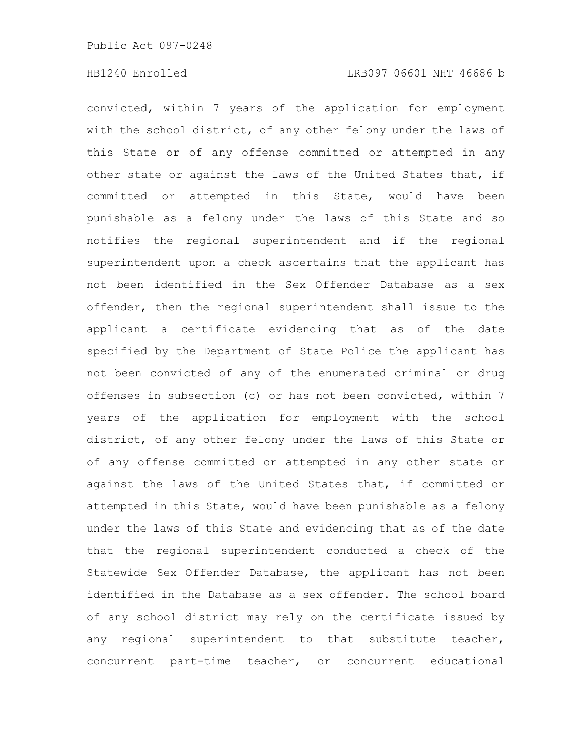convicted, within 7 years of the application for employment with the school district, of any other felony under the laws of this State or of any offense committed or attempted in any other state or against the laws of the United States that, if committed or attempted in this State, would have been punishable as a felony under the laws of this State and so notifies the regional superintendent and if the regional superintendent upon a check ascertains that the applicant has not been identified in the Sex Offender Database as a sex offender, then the regional superintendent shall issue to the applicant a certificate evidencing that as of the date specified by the Department of State Police the applicant has not been convicted of any of the enumerated criminal or drug offenses in subsection (c) or has not been convicted, within 7 years of the application for employment with the school district, of any other felony under the laws of this State or of any offense committed or attempted in any other state or against the laws of the United States that, if committed or attempted in this State, would have been punishable as a felony under the laws of this State and evidencing that as of the date that the regional superintendent conducted a check of the Statewide Sex Offender Database, the applicant has not been identified in the Database as a sex offender. The school board of any school district may rely on the certificate issued by any regional superintendent to that substitute teacher, concurrent part-time teacher, or concurrent educational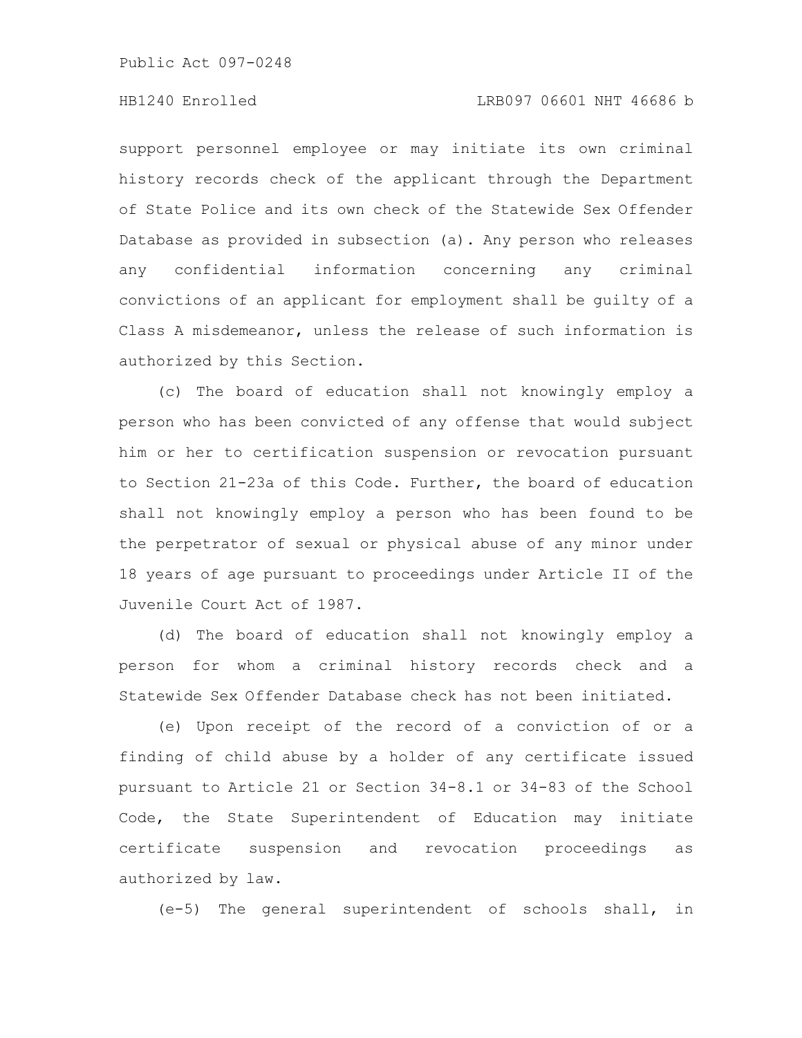support personnel employee or may initiate its own criminal history records check of the applicant through the Department of State Police and its own check of the Statewide Sex Offender Database as provided in subsection (a). Any person who releases any confidential information concerning any criminal convictions of an applicant for employment shall be guilty of a Class A misdemeanor, unless the release of such information is authorized by this Section.

(c) The board of education shall not knowingly employ a person who has been convicted of any offense that would subject him or her to certification suspension or revocation pursuant to Section 21-23a of this Code. Further, the board of education shall not knowingly employ a person who has been found to be the perpetrator of sexual or physical abuse of any minor under 18 years of age pursuant to proceedings under Article II of the Juvenile Court Act of 1987.

(d) The board of education shall not knowingly employ a person for whom a criminal history records check and a Statewide Sex Offender Database check has not been initiated.

(e) Upon receipt of the record of a conviction of or a finding of child abuse by a holder of any certificate issued pursuant to Article 21 or Section 34-8.1 or 34-83 of the School Code, the State Superintendent of Education may initiate certificate suspension and revocation proceedings as authorized by law.

(e-5) The general superintendent of schools shall, in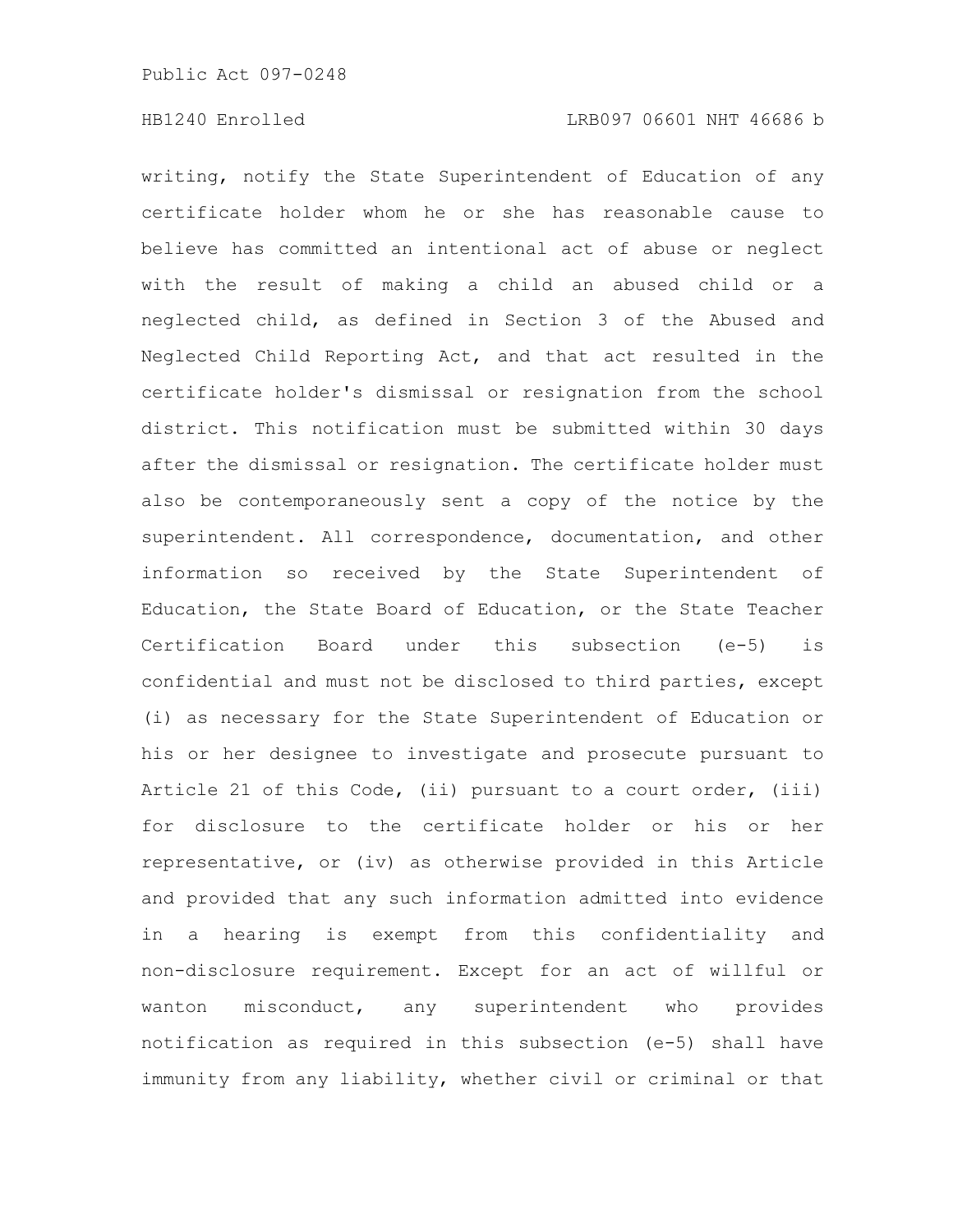writing, notify the State Superintendent of Education of any certificate holder whom he or she has reasonable cause to believe has committed an intentional act of abuse or neglect with the result of making a child an abused child or a neglected child, as defined in Section 3 of the Abused and Neglected Child Reporting Act, and that act resulted in the certificate holder's dismissal or resignation from the school district. This notification must be submitted within 30 days after the dismissal or resignation. The certificate holder must also be contemporaneously sent a copy of the notice by the superintendent. All correspondence, documentation, and other information so received by the State Superintendent of Education, the State Board of Education, or the State Teacher Certification Board under this subsection (e-5) is confidential and must not be disclosed to third parties, except (i) as necessary for the State Superintendent of Education or his or her designee to investigate and prosecute pursuant to Article 21 of this Code, (ii) pursuant to a court order, (iii) for disclosure to the certificate holder or his or her representative, or (iv) as otherwise provided in this Article and provided that any such information admitted into evidence in a hearing is exempt from this confidentiality and non-disclosure requirement. Except for an act of willful or wanton misconduct, any superintendent who provides notification as required in this subsection (e-5) shall have immunity from any liability, whether civil or criminal or that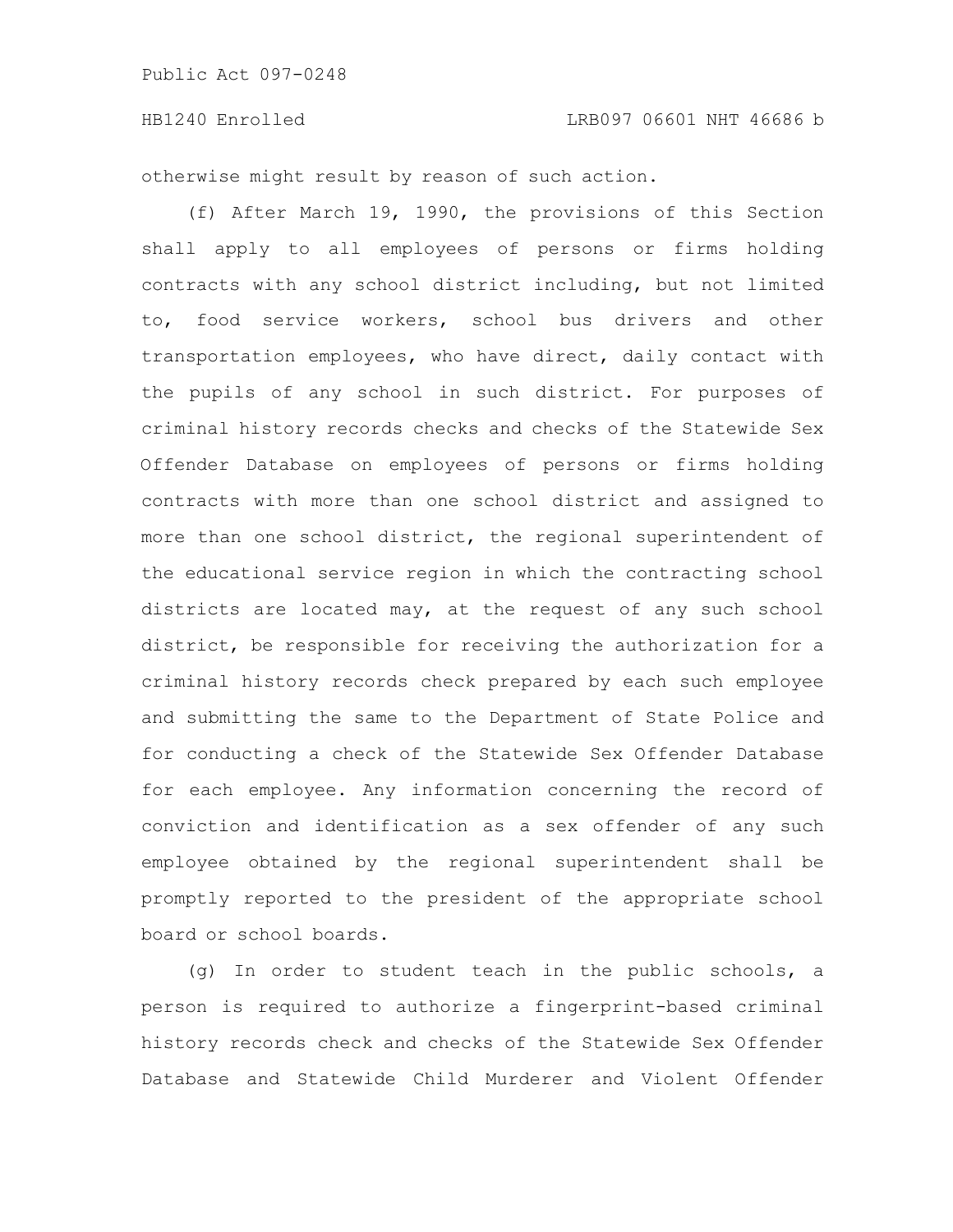otherwise might result by reason of such action.

(f) After March 19, 1990, the provisions of this Section shall apply to all employees of persons or firms holding contracts with any school district including, but not limited to, food service workers, school bus drivers and other transportation employees, who have direct, daily contact with the pupils of any school in such district. For purposes of criminal history records checks and checks of the Statewide Sex Offender Database on employees of persons or firms holding contracts with more than one school district and assigned to more than one school district, the regional superintendent of the educational service region in which the contracting school districts are located may, at the request of any such school district, be responsible for receiving the authorization for a criminal history records check prepared by each such employee and submitting the same to the Department of State Police and for conducting a check of the Statewide Sex Offender Database for each employee. Any information concerning the record of conviction and identification as a sex offender of any such employee obtained by the regional superintendent shall be promptly reported to the president of the appropriate school board or school boards.

(g) In order to student teach in the public schools, a person is required to authorize a fingerprint-based criminal history records check and checks of the Statewide Sex Offender Database and Statewide Child Murderer and Violent Offender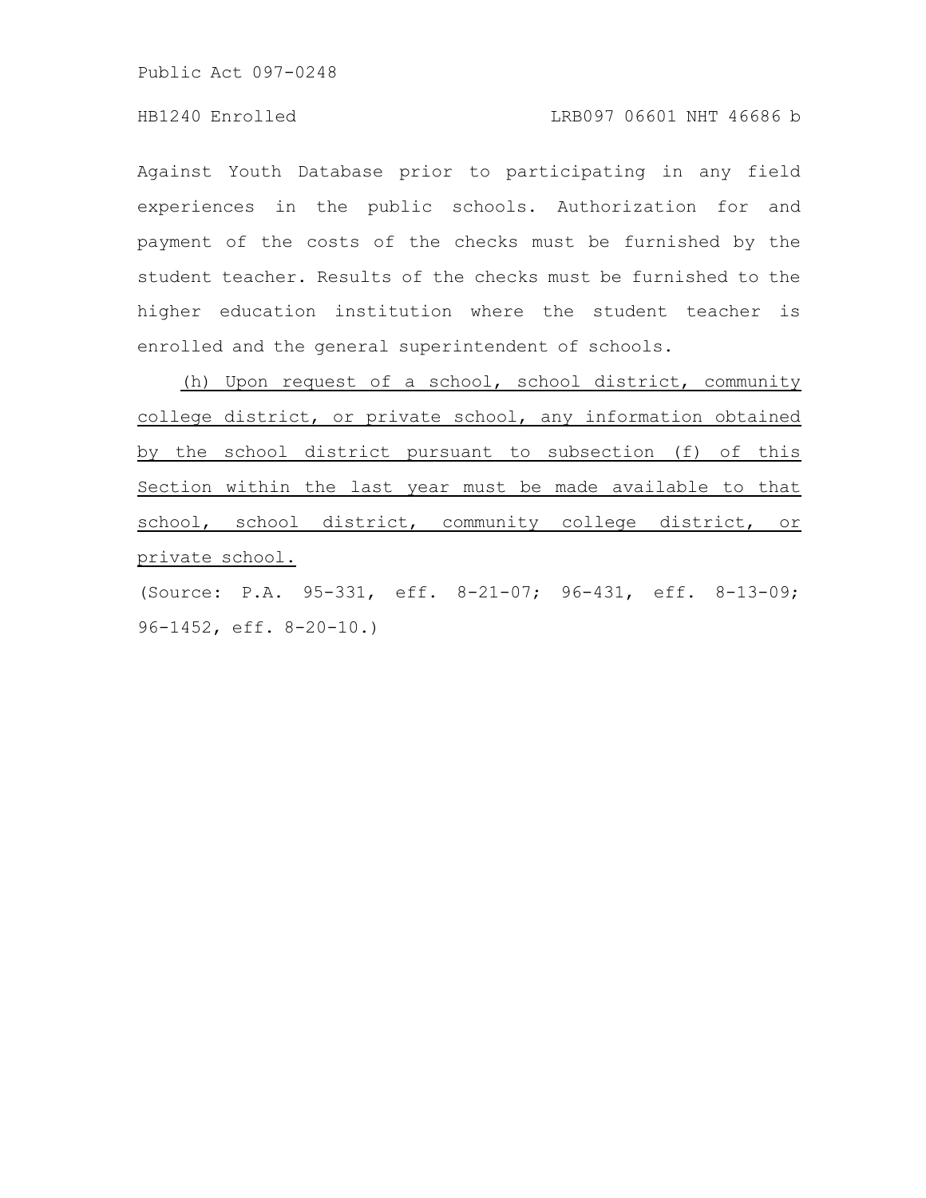Against Youth Database prior to participating in any field experiences in the public schools. Authorization for and payment of the costs of the checks must be furnished by the student teacher. Results of the checks must be furnished to the higher education institution where the student teacher is enrolled and the general superintendent of schools.

<u>(h) Upon request of a school, school district, community college district, or private school, any information obtained by the school district pursuant to subsection (f) of this Section within the last year must be made available to that school, school district, community college district, or private school.</u>

(Source: P.A. 95-331, eff. 8-21-07; 96-431, eff. 8-13-09; 96-1452, eff. 8-20-10.)